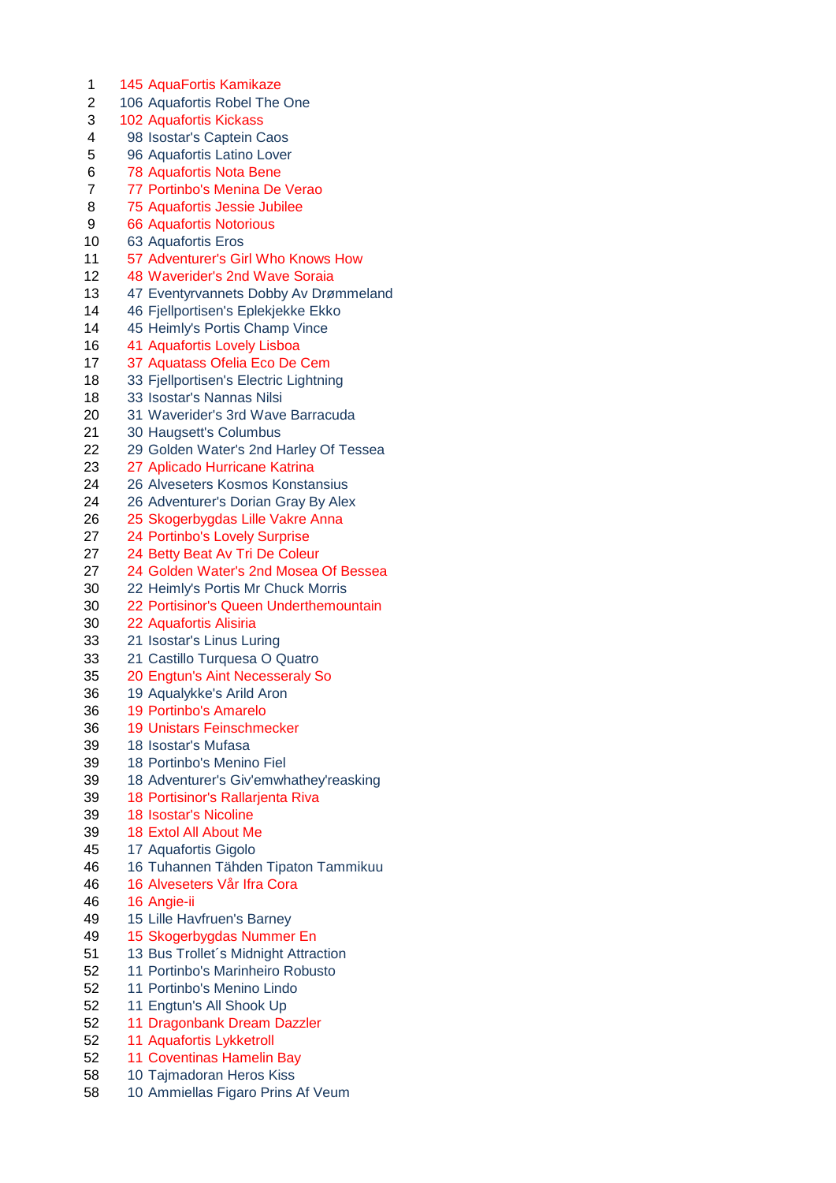| | | |
|---|---|---|
| 1 | 145 | AquaFortis Kamikaze |
| 2 | 106 | Aquafortis Robel The One |
| 3 | 102 | Aquafortis Kickass |
| 4 | 98 | Isostar's Captein Caos |
| 5 | 96 | Aquafortis Latino Lover |
| 6 | 78 | Aquafortis Nota Bene |
| 7 | 77 | Portinbo's Menina De Verao |
| 8 | 75 | Aquafortis Jessie Jubilee |
| 9 | 66 | Aquafortis Notorious |
| 10 | 63 | Aquafortis Eros |
| 11 | 57 | Adventurer's Girl Who Knows How |
| 12 | 48 | Waverider's 2nd Wave Soraia |
| 13 | 47 | Eventyrvannets Dobby Av Drømmeland |
| 14 | 46 | Fjellportisen's Eplekjekke Ekko |
| 14 | 45 | Heimly's Portis Champ Vince |
| 16 | 41 | Aquafortis Lovely Lisboa |
| 17 | 37 | Aquatass Ofelia Eco De Cem |
| 18 | 33 | Fjellportisen's Electric Lightning |
| 18 | 33 | Isostar's Nannas Nilsi |
| 20 | 31 | Waverider's 3rd Wave Barracuda |
| 21 | 30 | Haugsett's Columbus |
| 22 | 29 | Golden Water's 2nd Harley Of Tessea |
| 23 | 27 | Aplicado Hurricane Katrina |
| 24 | 26 | Alveseters Kosmos Konstansius |
| 24 | 26 | Adventurer's Dorian Gray By Alex |
| 26 | 25 | Skogerbygdas Lille Vakre Anna |
| 27 | 24 | Portinbo's Lovely Surprise |
| 27 | 24 | Betty Beat Av Tri De Coleur |
| 27 | 24 | Golden Water's 2nd Mosea Of Bessea |
| 30 | 22 | Heimly's Portis Mr Chuck Morris |
| 30 | 22 | Portisinor's Queen Underthemountain |
| 30 | 22 | Aquafortis Alisiria |
| 33 | 21 | Isostar's Linus Luring |
| 33 | 21 | Castillo Turquesa O Quatro |
| 35 | 20 | Engtun's Aint Necesseraly So |
| 36 | 19 | Aqualykke's Arild Aron |
| 36 | 19 | Portinbo's Amarelo |
| 36 | 19 | Unistars Feinschmecker |
| 39 | 18 | Isostar's Mufasa |
| 39 | 18 | Portinbo's Menino Fiel |
| 39 | 18 | Adventurer's Giv'emwhathey'reasking |
| 39 | 18 | Portisinor's Rallarjenta Riva |
| 39 | 18 | Isostar's Nicoline |
| 39 | 18 | Extol All About Me |
| 45 | 17 | Aquafortis Gigolo |
| 46 | 16 | Tuhannen Tähden Tipaton Tammikuu |
| 46 | 16 | Alveseters Vår Ifra Cora |
| 46 | 16 | Angie-ii |
| 49 | 15 | Lille Havfruen's Barney |
| 49 | 15 | Skogerbygdas Nummer En |
| 51 | 13 | Bus Trollet´s Midnight Attraction |
| 52 | 11 | Portinbo's Marinheiro Robusto |
| 52 | 11 | Portinbo's Menino Lindo |
| 52 | 11 | Engtun's All Shook Up |
| 52 | 11 | Dragonbank Dream Dazzler |
| 52 | 11 | Aquafortis Lykketroll |
| 52 | 11 | Coventinas Hamelin Bay |
| 58 | 10 | Tajmadoran Heros Kiss |
| 58 | 10 | Ammiellas Figaro Prins Af Veum |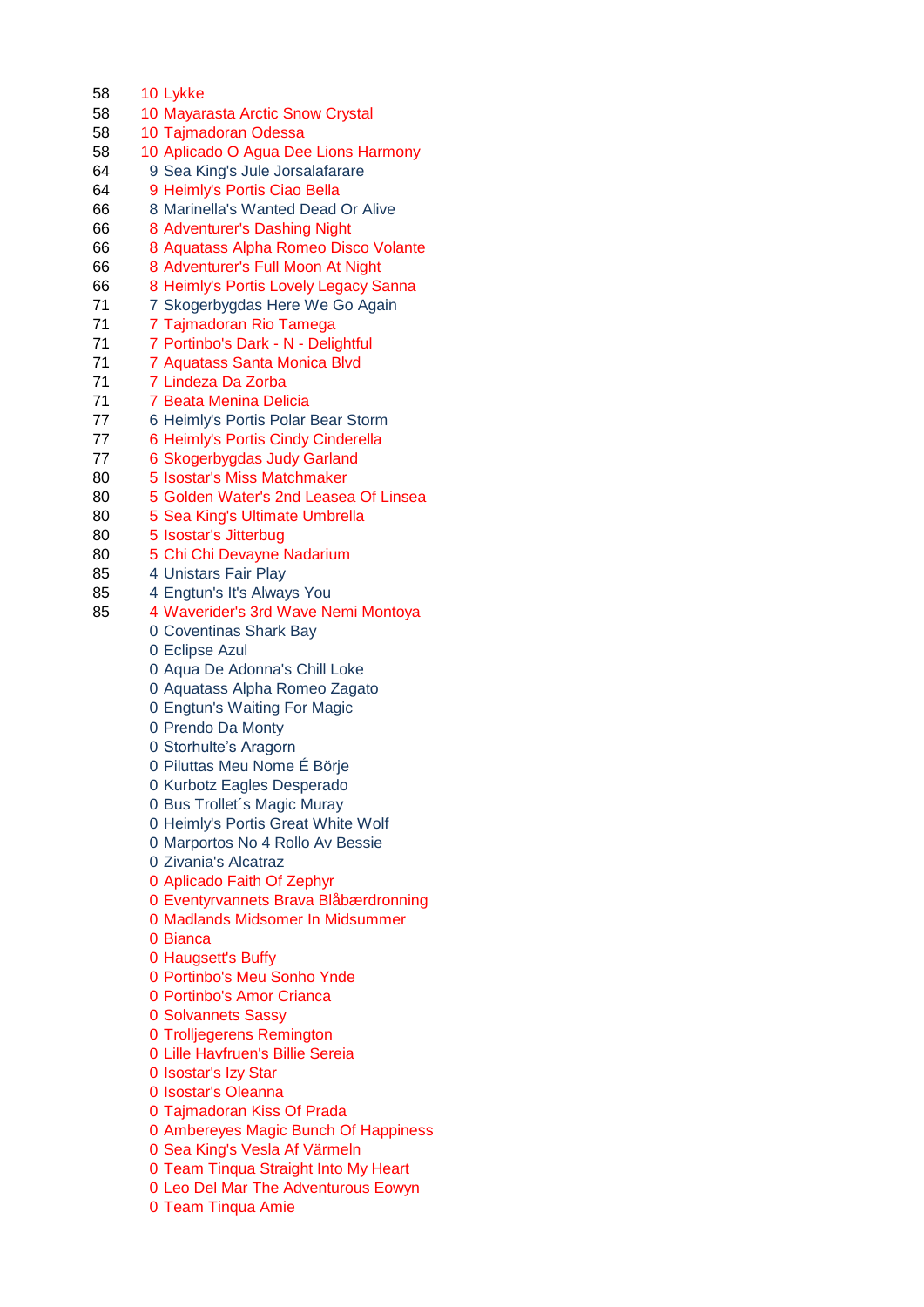| | | |
|---|---|---|
| 58 | 10 | Lykke |
| 58 | 10 | Mayarasta Arctic Snow Crystal |
| 58 | 10 | Tajmadoran Odessa |
| 58 | 10 | Aplicado O Agua Dee Lions Harmony |
| 64 | 9 | Sea King's Jule Jorsalafarare |
| 64 | 9 | Heimly's Portis Ciao Bella |
| 66 | 8 | Marinella's Wanted Dead Or Alive |
| 66 | 8 | Adventurer's Dashing Night |
| 66 | 8 | Aquatass Alpha Romeo Disco Volante |
| 66 | 8 | Adventurer's Full Moon At Night |
| 66 | 8 | Heimly's Portis Lovely Legacy Sanna |
| 71 | 7 | Skogerbygdas Here We Go Again |
| 71 | 7 | Tajmadoran Rio Tamega |
| 71 | 7 | Portinbo's Dark - N - Delightful |
| 71 | 7 | Aquatass Santa Monica Blvd |
| 71 | 7 | Lindeza Da Zorba |
| 71 | 7 | Beata Menina Delicia |
| 77 | 6 | Heimly's Portis Polar Bear Storm |
| 77 | 6 | Heimly's Portis Cindy Cinderella |
| 77 | 6 | Skogerbygdas Judy Garland |
| 80 | 5 | Isostar's Miss Matchmaker |
| 80 | 5 | Golden Water's 2nd Leasea Of Linsea |
| 80 | 5 | Sea King's Ultimate Umbrella |
| 80 | 5 | Isostar's Jitterbug |
| 80 | 5 | Chi Chi Devayne Nadarium |
| 85 | 4 | Unistars Fair Play |
| 85 | 4 | Engtun's It's Always You |
| 85 | 4 | Waverider's 3rd Wave Nemi Montoya |
| | 0 | Coventinas Shark Bay |
| | 0 | Eclipse Azul |
| | 0 | Aqua De Adonna's Chill Loke |
| | 0 | Aquatass Alpha Romeo Zagato |
| | 0 | Engtun's Waiting For Magic |
| | 0 | Prendo Da Monty |
| | 0 | Storhulte's Aragorn |
| | 0 | Piluttas Meu Nome É Börje |
| | 0 | Kurbotz Eagles Desperado |
| | 0 | Bus Trollet´s Magic Muray |
| | 0 | Heimly's Portis Great White Wolf |
| | 0 | Marportos No 4 Rollo Av Bessie |
| | 0 | Zivania's Alcatraz |
| | 0 | Aplicado Faith Of Zephyr |
| | 0 | Eventyrvannets Brava Blåbærdronning |
| | 0 | Madlands Midsomer In Midsummer |
| | 0 | Bianca |
| | 0 | Haugsett's Buffy |
| | 0 | Portinbo's Meu Sonho Ynde |
| | 0 | Portinbo's Amor Crianca |
| | 0 | Solvannets Sassy |
| | 0 | Trolljegerens Remington |
| | 0 | Lille Havfruen's Billie Sereia |
| | 0 | Isostar's Izy Star |
| | 0 | Isostar's Oleanna |
| | 0 | Tajmadoran Kiss Of Prada |
| | 0 | Ambereyes Magic Bunch Of Happiness |
| | 0 | Sea King's Vesla Af Värmeln |
| | 0 | Team Tinqua Straight Into My Heart |
| | 0 | Leo Del Mar The Adventurous Eowyn |
| | 0 | Team Tinqua Amie |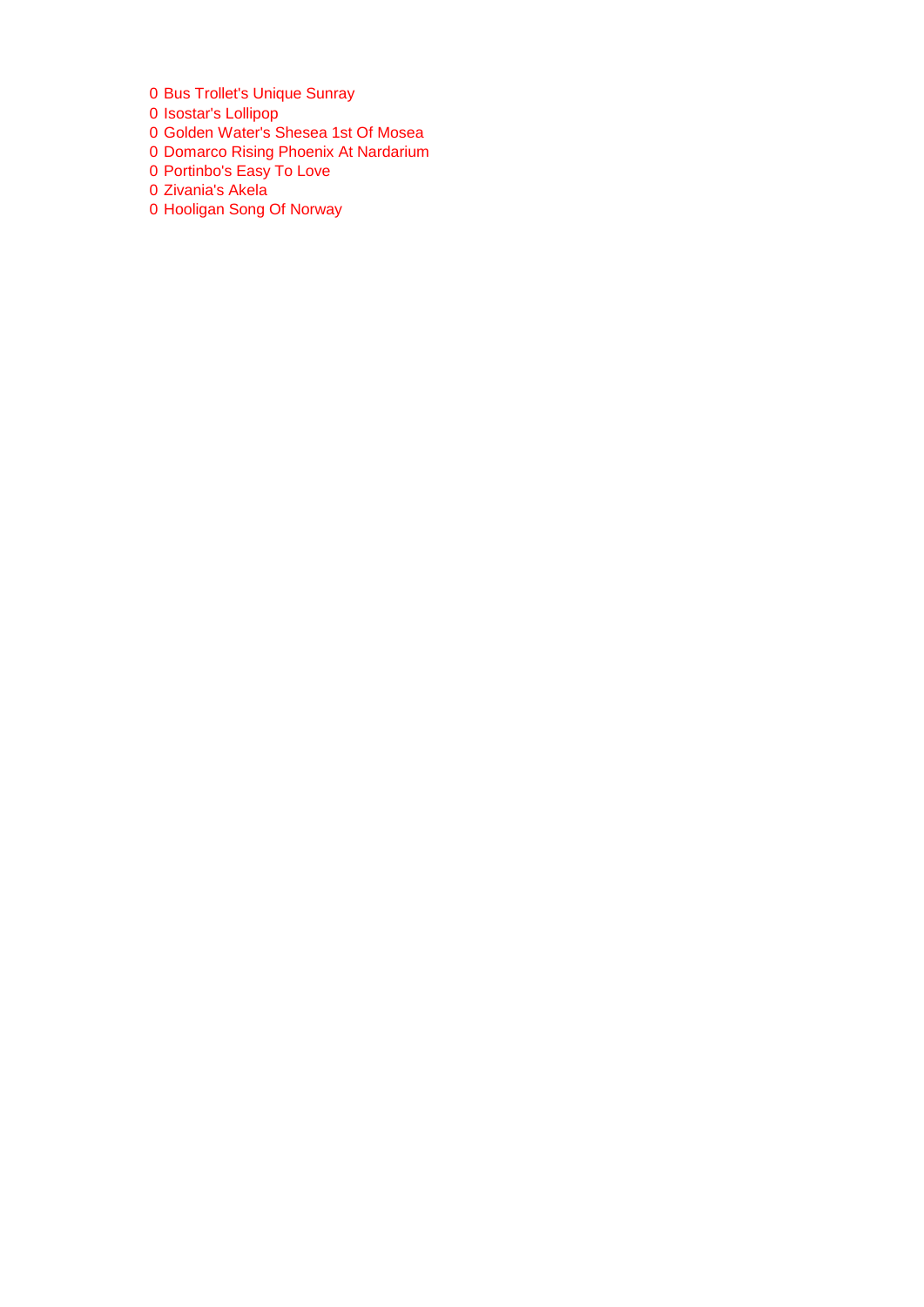0 Bus Trollet's Unique Sunray
0 Isostar's Lollipop
0 Golden Water's Shesea 1st Of Mosea
0 Domarco Rising Phoenix At Nardarium
0 Portinbo's Easy To Love
0 Zivania's Akela
0 Hooligan Song Of Norway